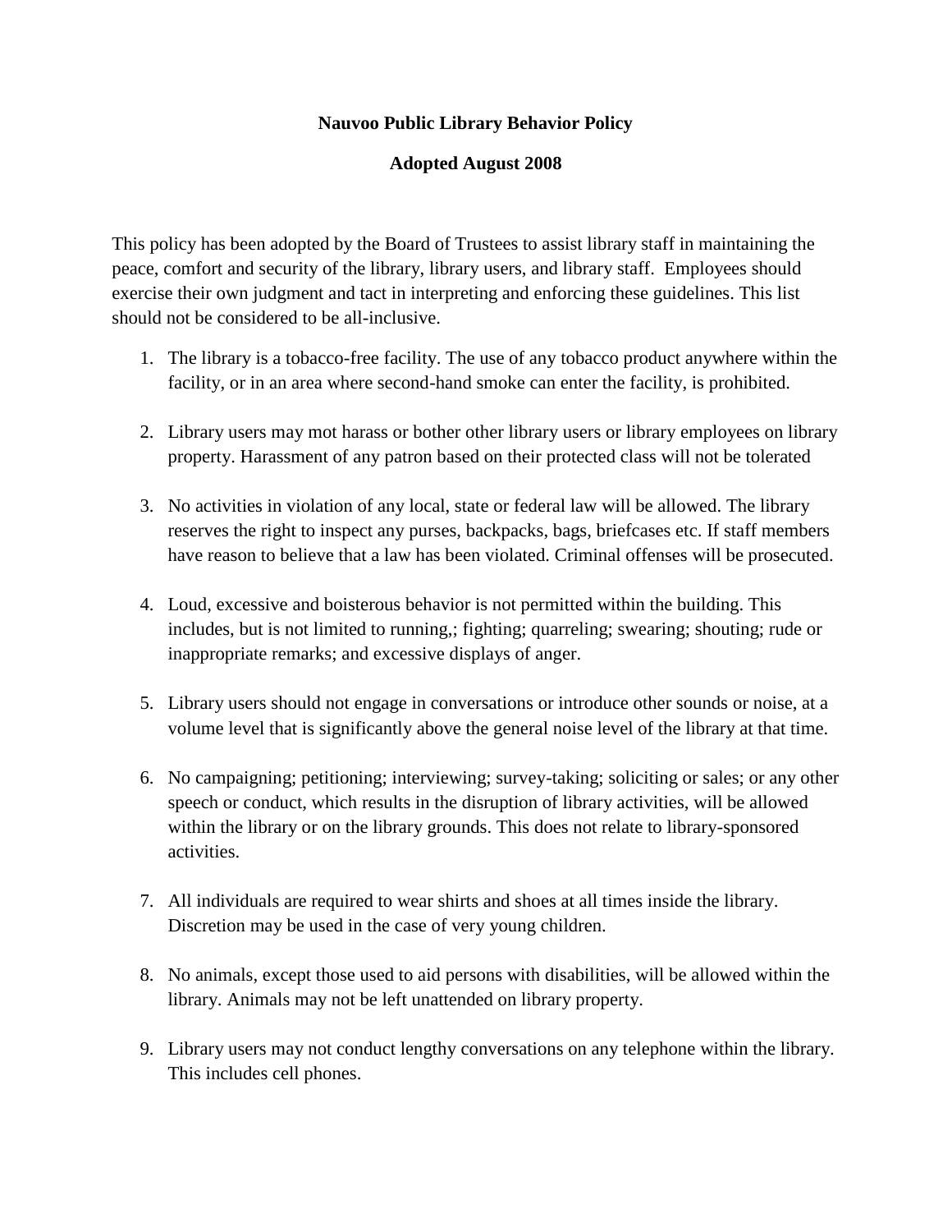**Nauvoo Public Library Behavior Policy**

**Adopted August 2008**

This policy has been adopted by the Board of Trustees to assist library staff in maintaining the peace, comfort and security of the library, library users, and library staff. Employees should exercise their own judgment and tact in interpreting and enforcing these guidelines. This list should not be considered to be all-inclusive.

1. The library is a tobacco-free facility. The use of any tobacco product anywhere within the facility, or in an area where second-hand smoke can enter the facility, is prohibited.

2. Library users may mot harass or bother other library users or library employees on library property. Harassment of any patron based on their protected class will not be tolerated

3. No activities in violation of any local, state or federal law will be allowed. The library reserves the right to inspect any purses, backpacks, bags, briefcases etc. If staff members have reason to believe that a law has been violated. Criminal offenses will be prosecuted.

4. Loud, excessive and boisterous behavior is not permitted within the building. This includes, but is not limited to running,; fighting; quarreling; swearing; shouting; rude or inappropriate remarks; and excessive displays of anger.

5. Library users should not engage in conversations or introduce other sounds or noise, at a volume level that is significantly above the general noise level of the library at that time.

6. No campaigning; petitioning; interviewing; survey-taking; soliciting or sales; or any other speech or conduct, which results in the disruption of library activities, will be allowed within the library or on the library grounds. This does not relate to library-sponsored activities.

7. All individuals are required to wear shirts and shoes at all times inside the library. Discretion may be used in the case of very young children.

8. No animals, except those used to aid persons with disabilities, will be allowed within the library. Animals may not be left unattended on library property.

9. Library users may not conduct lengthy conversations on any telephone within the library. This includes cell phones.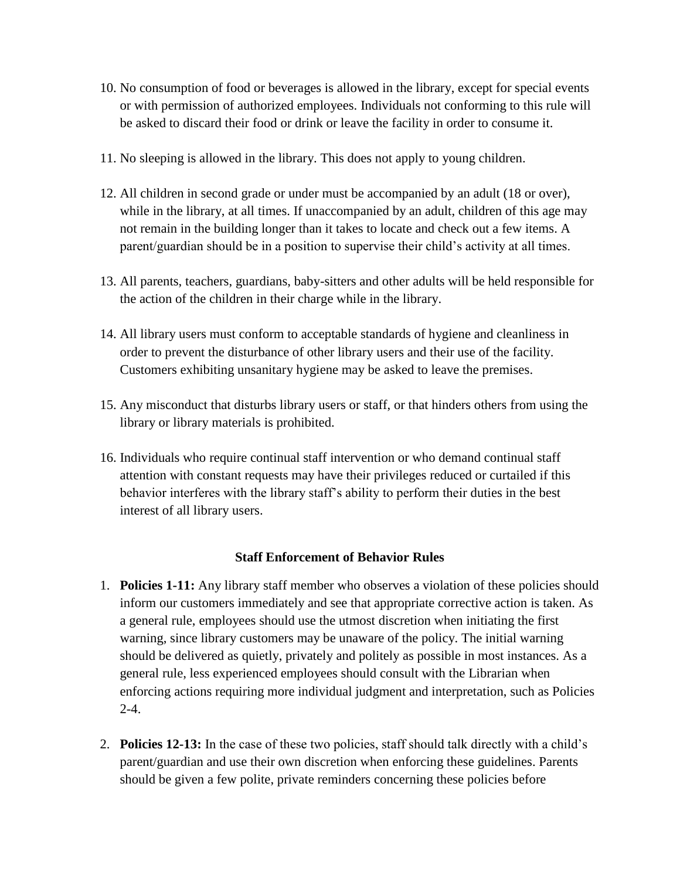10. No consumption of food or beverages is allowed in the library, except for special events or with permission of authorized employees. Individuals not conforming to this rule will be asked to discard their food or drink or leave the facility in order to consume it.

11. No sleeping is allowed in the library. This does not apply to young children.

12. All children in second grade or under must be accompanied by an adult (18 or over), while in the library, at all times. If unaccompanied by an adult, children of this age may not remain in the building longer than it takes to locate and check out a few items. A parent/guardian should be in a position to supervise their child's activity at all times.

13. All parents, teachers, guardians, baby-sitters and other adults will be held responsible for the action of the children in their charge while in the library.

14. All library users must conform to acceptable standards of hygiene and cleanliness in order to prevent the disturbance of other library users and their use of the facility. Customers exhibiting unsanitary hygiene may be asked to leave the premises.

15. Any misconduct that disturbs library users or staff, or that hinders others from using the library or library materials is prohibited.

16. Individuals who require continual staff intervention or who demand continual staff attention with constant requests may have their privileges reduced or curtailed if this behavior interferes with the library staff's ability to perform their duties in the best interest of all library users.

### Staff Enforcement of Behavior Rules

1. **Policies 1-11:** Any library staff member who observes a violation of these policies should inform our customers immediately and see that appropriate corrective action is taken. As a general rule, employees should use the utmost discretion when initiating the first warning, since library customers may be unaware of the policy. The initial warning should be delivered as quietly, privately and politely as possible in most instances. As a general rule, less experienced employees should consult with the Librarian when enforcing actions requiring more individual judgment and interpretation, such as Policies 2-4.

2. **Policies 12-13:** In the case of these two policies, staff should talk directly with a child's parent/guardian and use their own discretion when enforcing these guidelines. Parents should be given a few polite, private reminders concerning these policies before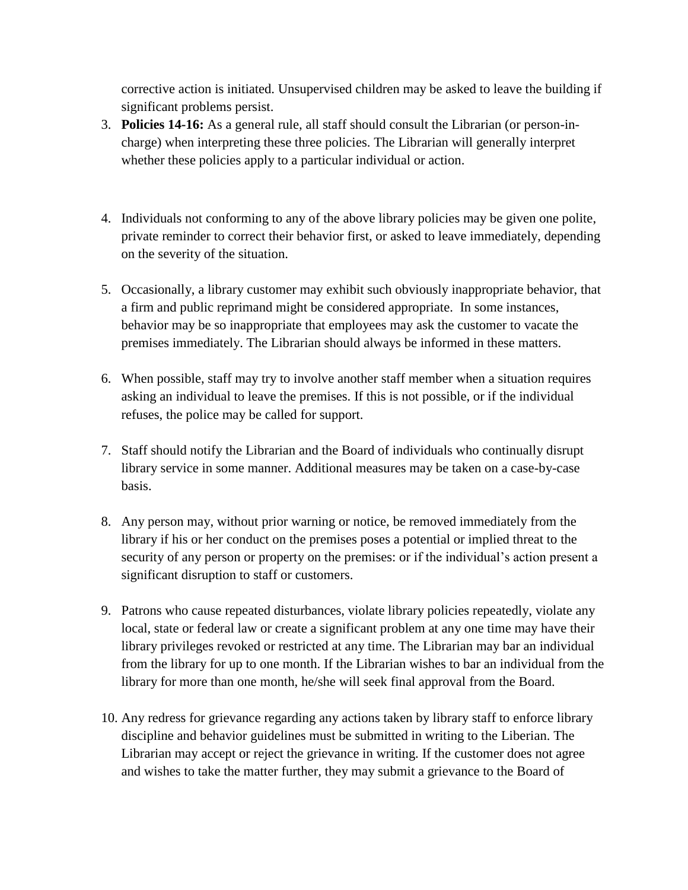corrective action is initiated. Unsupervised children may be asked to leave the building if significant problems persist.

3. **Policies 14-16:** As a general rule, all staff should consult the Librarian (or person-in-charge) when interpreting these three policies. The Librarian will generally interpret whether these policies apply to a particular individual or action.

4. Individuals not conforming to any of the above library policies may be given one polite, private reminder to correct their behavior first, or asked to leave immediately, depending on the severity of the situation.

5. Occasionally, a library customer may exhibit such obviously inappropriate behavior, that a firm and public reprimand might be considered appropriate. In some instances, behavior may be so inappropriate that employees may ask the customer to vacate the premises immediately. The Librarian should always be informed in these matters.

6. When possible, staff may try to involve another staff member when a situation requires asking an individual to leave the premises. If this is not possible, or if the individual refuses, the police may be called for support.

7. Staff should notify the Librarian and the Board of individuals who continually disrupt library service in some manner. Additional measures may be taken on a case-by-case basis.

8. Any person may, without prior warning or notice, be removed immediately from the library if his or her conduct on the premises poses a potential or implied threat to the security of any person or property on the premises: or if the individual's action present a significant disruption to staff or customers.

9. Patrons who cause repeated disturbances, violate library policies repeatedly, violate any local, state or federal law or create a significant problem at any one time may have their library privileges revoked or restricted at any time. The Librarian may bar an individual from the library for up to one month. If the Librarian wishes to bar an individual from the library for more than one month, he/she will seek final approval from the Board.

10. Any redress for grievance regarding any actions taken by library staff to enforce library discipline and behavior guidelines must be submitted in writing to the Liberian. The Librarian may accept or reject the grievance in writing. If the customer does not agree and wishes to take the matter further, they may submit a grievance to the Board of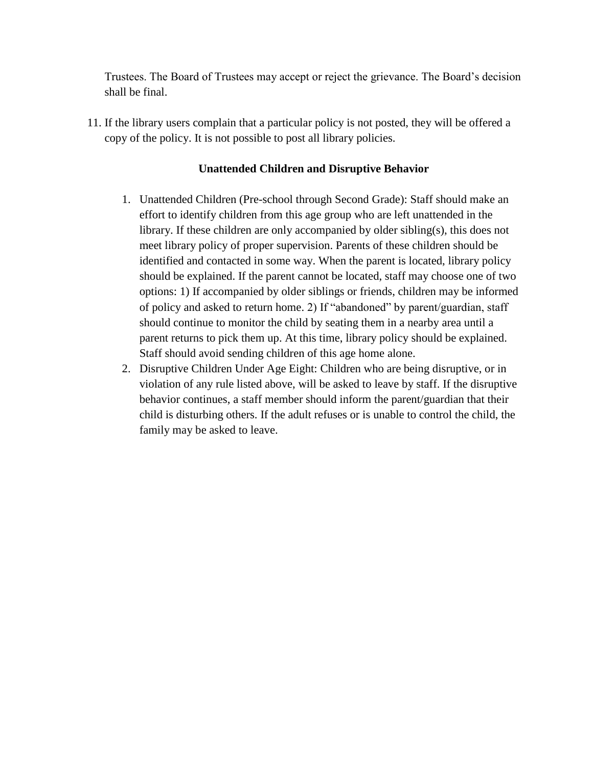Trustees. The Board of Trustees may accept or reject the grievance. The Board's decision shall be final.

11. If the library users complain that a particular policy is not posted, they will be offered a copy of the policy. It is not possible to post all library policies.

**Unattended Children and Disruptive Behavior**

1. Unattended Children (Pre-school through Second Grade): Staff should make an effort to identify children from this age group who are left unattended in the library. If these children are only accompanied by older sibling(s), this does not meet library policy of proper supervision. Parents of these children should be identified and contacted in some way. When the parent is located, library policy should be explained. If the parent cannot be located, staff may choose one of two options: 1) If accompanied by older siblings or friends, children may be informed of policy and asked to return home. 2) If "abandoned" by parent/guardian, staff should continue to monitor the child by seating them in a nearby area until a parent returns to pick them up. At this time, library policy should be explained. Staff should avoid sending children of this age home alone.
2. Disruptive Children Under Age Eight: Children who are being disruptive, or in violation of any rule listed above, will be asked to leave by staff. If the disruptive behavior continues, a staff member should inform the parent/guardian that their child is disturbing others. If the adult refuses or is unable to control the child, the family may be asked to leave.